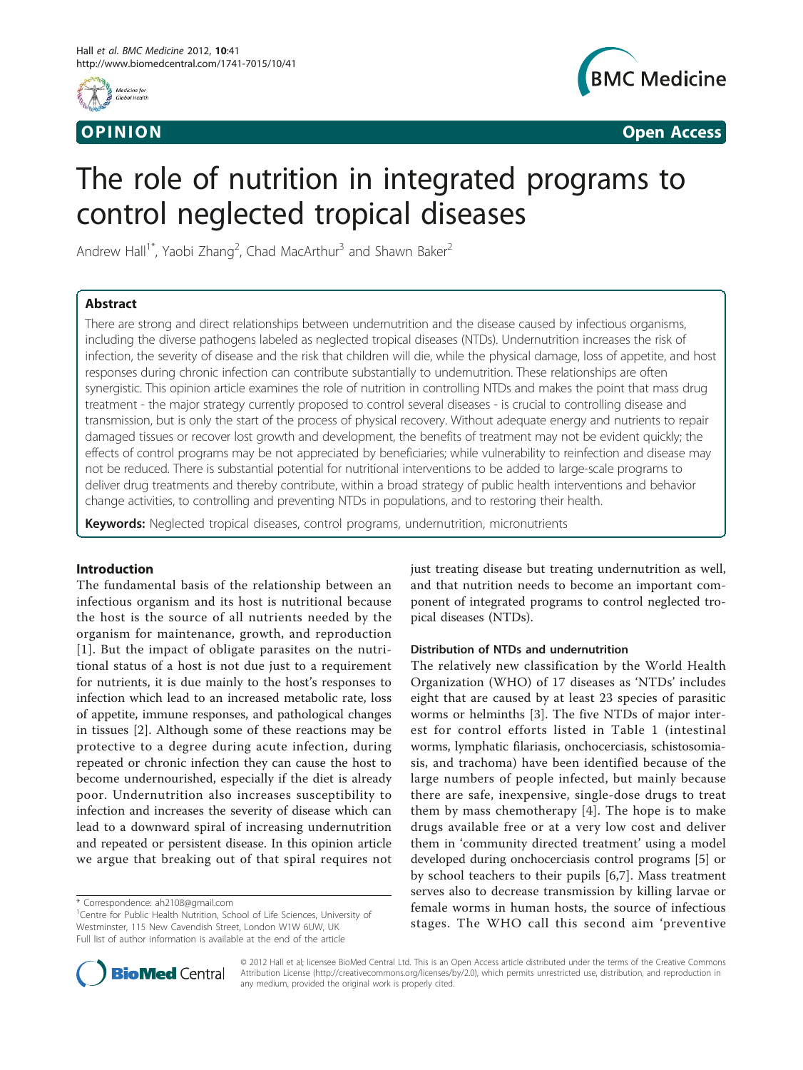OPINION Open Access

# The role of nutrition in integrated programs to control neglected tropical diseases

Andrew Hall[1*], Yaobi Zhang[2], Chad MacArthur[3] and Shawn Baker[2]

## Abstract

There are strong and direct relationships between undernutrition and the disease caused by infectious organisms, including the diverse pathogens labeled as neglected tropical diseases (NTDs). Undernutrition increases the risk of infection, the severity of disease and the risk that children will die, while the physical damage, loss of appetite, and host responses during chronic infection can contribute substantially to undernutrition. These relationships are often synergistic. This opinion article examines the role of nutrition in controlling NTDs and makes the point that mass drug treatment - the major strategy currently proposed to control several diseases - is crucial to controlling disease and transmission, but is only the start of the process of physical recovery. Without adequate energy and nutrients to repair damaged tissues or recover lost growth and development, the benefits of treatment may not be evident quickly; the effects of control programs may be not appreciated by beneficiaries; while vulnerability to reinfection and disease may not be reduced. There is substantial potential for nutritional interventions to be added to large-scale programs to deliver drug treatments and thereby contribute, within a broad strategy of public health interventions and behavior change activities, to controlling and preventing NTDs in populations, and to restoring their health.

**Keywords:** Neglected tropical diseases, control programs, undernutrition, micronutrients

## Introduction

The fundamental basis of the relationship between an infectious organism and its host is nutritional because the host is the source of all nutrients needed by the organism for maintenance, growth, and reproduction [1]. But the impact of obligate parasites on the nutritional status of a host is not due just to a requirement for nutrients, it is due mainly to the host's responses to infection which lead to an increased metabolic rate, loss of appetite, immune responses, and pathological changes in tissues [2]. Although some of these reactions may be protective to a degree during acute infection, during repeated or chronic infection they can cause the host to become undernourished, especially if the diet is already poor. Undernutrition also increases susceptibility to infection and increases the severity of disease which can lead to a downward spiral of increasing undernutrition and repeated or persistent disease. In this opinion article we argue that breaking out of that spiral requires not just treating disease but treating undernutrition as well, and that nutrition needs to become an important component of integrated programs to control neglected tropical diseases (NTDs).

### Distribution of NTDs and undernutrition

The relatively new classification by the World Health Organization (WHO) of 17 diseases as 'NTDs' includes eight that are caused by at least 23 species of parasitic worms or helminths [3]. The five NTDs of major interest for control efforts listed in Table 1 (intestinal worms, lymphatic filariasis, onchocerciasis, schistosomiasis, and trachoma) have been identified because of the large numbers of people infected, but mainly because there are safe, inexpensive, single-dose drugs to treat them by mass chemotherapy [4]. The hope is to make drugs available free or at a very low cost and deliver them in 'community directed treatment' using a model developed during onchocerciasis control programs [5] or by school teachers to their pupils [6,7]. Mass treatment serves also to decrease transmission by killing larvae or female worms in human hosts, the source of infectious stages. The WHO call this second aim 'preventive

\* Correspondence: ah2108@gmail.com
[1]Centre for Public Health Nutrition, School of Life Sciences, University of Westminster, 115 New Cavendish Street, London W1W 6UW, UK
Full list of author information is available at the end of the article

© 2012 Hall et al; licensee BioMed Central Ltd. This is an Open Access article distributed under the terms of the Creative Commons Attribution License (http://creativecommons.org/licenses/by/2.0), which permits unrestricted use, distribution, and reproduction in any medium, provided the original work is properly cited.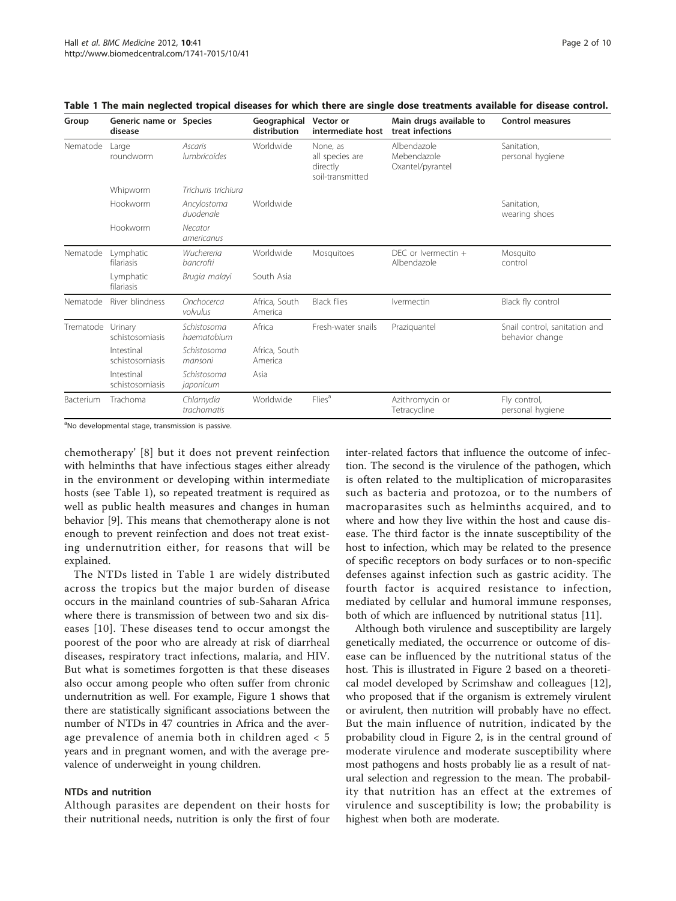**Table 1 The main neglected tropical diseases for which there are single dose treatments available for disease control.**

| Group | Generic name or disease | Species | Geographical distribution | Vector or intermediate host | Main drugs available to treat infections | Control measures |
|---|---|---|---|---|---|---|
| Nematode | Large roundworm | *Ascaris lumbricoides* | Worldwide | None, as all species are directly soil-transmitted | Albendazole Mebendazole Oxantel/pyrantel | Sanitation, personal hygiene |
| | Whipworm | *Trichuris trichiura* | | | | |
| | Hookworm | *Ancylostoma duodenale* | Worldwide | | | Sanitation, wearing shoes |
| | Hookworm | *Necator americanus* | | | | |
| Nematode | Lymphatic filariasis | *Wuchereria bancrofti* | Worldwide | Mosquitoes | DEC or Ivermectin + Albendazole | Mosquito control |
| | Lymphatic filariasis | *Brugia malayi* | South Asia | | | |
| Nematode | River blindness | *Onchocerca volvulus* | Africa, South America | Black flies | Ivermectin | Black fly control |
| Trematode | Urinary schistosomiasis | *Schistosoma haematobium* | Africa | Fresh-water snails | Praziquantel | Snail control, sanitation and behavior change |
| | Intestinal schistosomiasis | *Schistosoma mansoni* | Africa, South America | | | |
| | Intestinal schistosomiasis | *Schistosoma japonicum* | Asia | | | |
| Bacterium | Trachoma | *Chlamydia trachomatis* | Worldwide | Flies[a] | Azithromycin or Tetracycline | Fly control, personal hygiene |

[a]No developmental stage, transmission is passive.

chemotherapy' [8] but it does not prevent reinfection with helminths that have infectious stages either already in the environment or developing within intermediate hosts (see Table 1), so repeated treatment is required as well as public health measures and changes in human behavior [9]. This means that chemotherapy alone is not enough to prevent reinfection and does not treat existing undernutrition either, for reasons that will be explained.

The NTDs listed in Table 1 are widely distributed across the tropics but the major burden of disease occurs in the mainland countries of sub-Saharan Africa where there is transmission of between two and six diseases [10]. These diseases tend to occur amongst the poorest of the poor who are already at risk of diarrheal diseases, respiratory tract infections, malaria, and HIV. But what is sometimes forgotten is that these diseases also occur among people who often suffer from chronic undernutrition as well. For example, Figure 1 shows that there are statistically significant associations between the number of NTDs in 47 countries in Africa and the average prevalence of anemia both in children aged < 5 years and in pregnant women, and with the average prevalence of underweight in young children.

## NTDs and nutrition

Although parasites are dependent on their hosts for their nutritional needs, nutrition is only the first of four inter-related factors that influence the outcome of infection. The second is the virulence of the pathogen, which is often related to the multiplication of microparasites such as bacteria and protozoa, or to the numbers of macroparasites such as helminths acquired, and to where and how they live within the host and cause disease. The third factor is the innate susceptibility of the host to infection, which may be related to the presence of specific receptors on body surfaces or to non-specific defenses against infection such as gastric acidity. The fourth factor is acquired resistance to infection, mediated by cellular and humoral immune responses, both of which are influenced by nutritional status [11].

Although both virulence and susceptibility are largely genetically mediated, the occurrence or outcome of disease can be influenced by the nutritional status of the host. This is illustrated in Figure 2 based on a theoretical model developed by Scrimshaw and colleagues [12], who proposed that if the organism is extremely virulent or avirulent, then nutrition will probably have no effect. But the main influence of nutrition, indicated by the probability cloud in Figure 2, is in the central ground of moderate virulence and moderate susceptibility where most pathogens and hosts probably lie as a result of natural selection and regression to the mean. The probability that nutrition has an effect at the extremes of virulence and susceptibility is low; the probability is highest when both are moderate.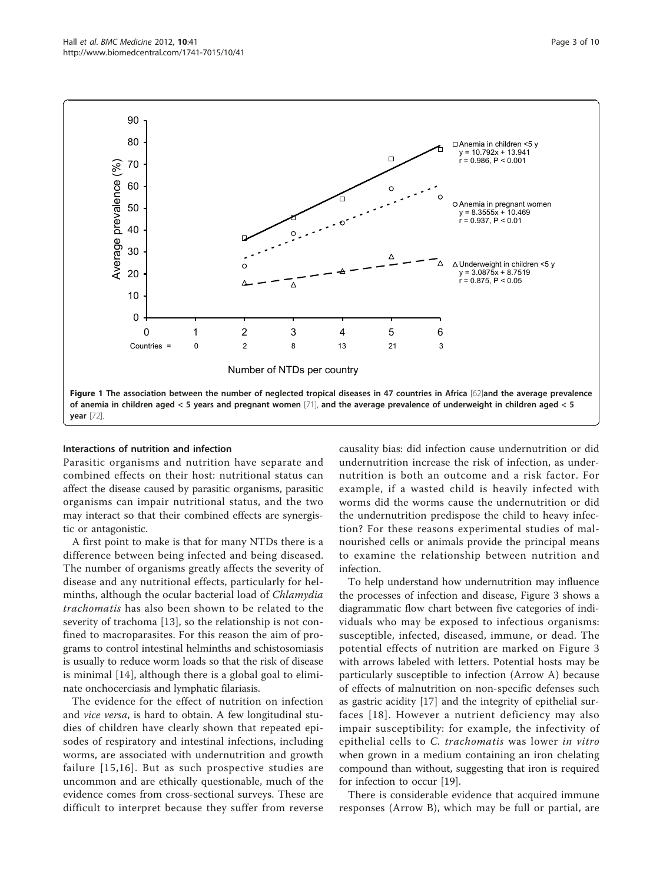**Figure 1 The association between the number of neglected tropical diseases in 47 countries in Africa [62] and the average prevalence of anemia in children aged < 5 years and pregnant women [71], and the average prevalence of underweight in children aged < 5 year [72].**

## Interactions of nutrition and infection

Parasitic organisms and nutrition have separate and combined effects on their host: nutritional status can affect the disease caused by parasitic organisms, parasitic organisms can impair nutritional status, and the two may interact so that their combined effects are synergistic or antagonistic.

A first point to make is that for many NTDs there is a difference between being infected and being diseased. The number of organisms greatly affects the severity of disease and any nutritional effects, particularly for helminths, although the ocular bacterial load of *Chlamydia trachomatis* has also been shown to be related to the severity of trachoma [13], so the relationship is not confined to macroparasites. For this reason the aim of programs to control intestinal helminths and schistosomiasis is usually to reduce worm loads so that the risk of disease is minimal [14], although there is a global goal to eliminate onchocerciasis and lymphatic filariasis.

The evidence for the effect of nutrition on infection and *vice versa*, is hard to obtain. A few longitudinal studies of children have clearly shown that repeated episodes of respiratory and intestinal infections, including worms, are associated with undernutrition and growth failure [15,16]. But as such prospective studies are uncommon and are ethically questionable, much of the evidence comes from cross-sectional surveys. These are difficult to interpret because they suffer from reverse causality bias: did infection cause undernutrition or did undernutrition increase the risk of infection, as undernutrition is both an outcome and a risk factor. For example, if a wasted child is heavily infected with worms did the worms cause the undernutrition or did the undernutrition predispose the child to heavy infection? For these reasons experimental studies of malnourished cells or animals provide the principal means to examine the relationship between nutrition and infection.

To help understand how undernutrition may influence the processes of infection and disease, Figure 3 shows a diagrammatic flow chart between five categories of individuals who may be exposed to infectious organisms: susceptible, infected, diseased, immune, or dead. The potential effects of nutrition are marked on Figure 3 with arrows labeled with letters. Potential hosts may be particularly susceptible to infection (Arrow A) because of effects of malnutrition on non-specific defenses such as gastric acidity [17] and the integrity of epithelial surfaces [18]. However a nutrient deficiency may also impair susceptibility: for example, the infectivity of epithelial cells to *C. trachomatis* was lower *in vitro* when grown in a medium containing an iron chelating compound than without, suggesting that iron is required for infection to occur [19].

There is considerable evidence that acquired immune responses (Arrow B), which may be full or partial, are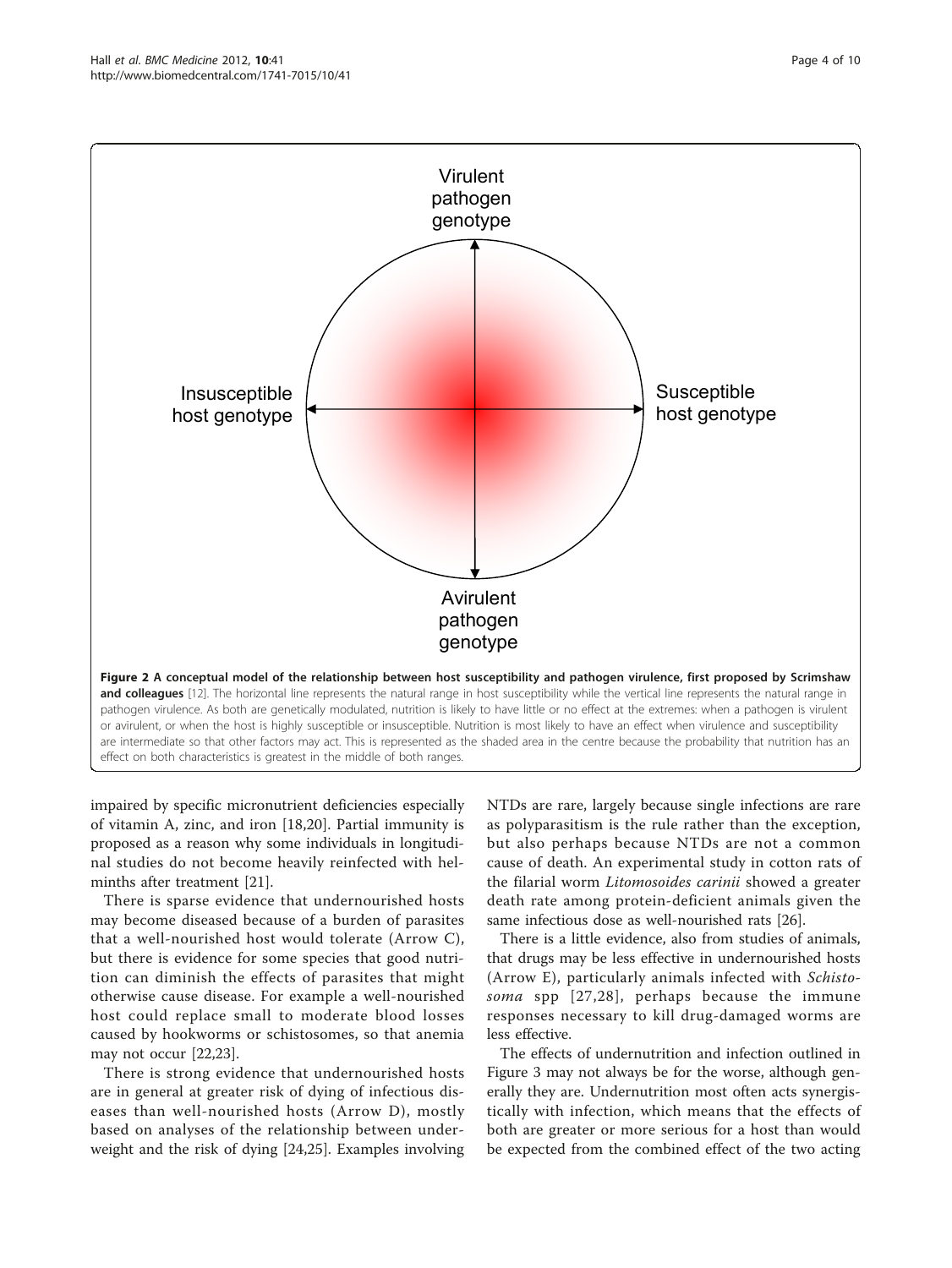Virulent pathogen genotype

Insusceptible host genotype

Susceptible host genotype

Avirulent pathogen genotype

**Figure 2 A conceptual model of the relationship between host susceptibility and pathogen virulence, first proposed by Scrimshaw and colleagues** [12]. The horizontal line represents the natural range in host susceptibility while the vertical line represents the natural range in pathogen virulence. As both are genetically modulated, nutrition is likely to have little or no effect at the extremes: when a pathogen is virulent or avirulent, or when the host is highly susceptible or insusceptible. Nutrition is most likely to have an effect when virulence and susceptibility are intermediate so that other factors may act. This is represented as the shaded area in the centre because the probability that nutrition has an effect on both characteristics is greatest in the middle of both ranges.

impaired by specific micronutrient deficiencies especially of vitamin A, zinc, and iron [18,20]. Partial immunity is proposed as a reason why some individuals in longitudinal studies do not become heavily reinfected with helminths after treatment [21].

There is sparse evidence that undernourished hosts may become diseased because of a burden of parasites that a well-nourished host would tolerate (Arrow C), but there is evidence for some species that good nutrition can diminish the effects of parasites that might otherwise cause disease. For example a well-nourished host could replace small to moderate blood losses caused by hookworms or schistosomes, so that anemia may not occur [22,23].

There is strong evidence that undernourished hosts are in general at greater risk of dying of infectious diseases than well-nourished hosts (Arrow D), mostly based on analyses of the relationship between underweight and the risk of dying [24,25]. Examples involving NTDs are rare, largely because single infections are rare as polyparasitism is the rule rather than the exception, but also perhaps because NTDs are not a common cause of death. An experimental study in cotton rats of the filarial worm *Litomosoides carinii* showed a greater death rate among protein-deficient animals given the same infectious dose as well-nourished rats [26].

There is a little evidence, also from studies of animals, that drugs may be less effective in undernourished hosts (Arrow E), particularly animals infected with *Schistosoma* spp [27,28], perhaps because the immune responses necessary to kill drug-damaged worms are less effective.

The effects of undernutrition and infection outlined in Figure 3 may not always be for the worse, although generally they are. Undernutrition most often acts synergistically with infection, which means that the effects of both are greater or more serious for a host than would be expected from the combined effect of the two acting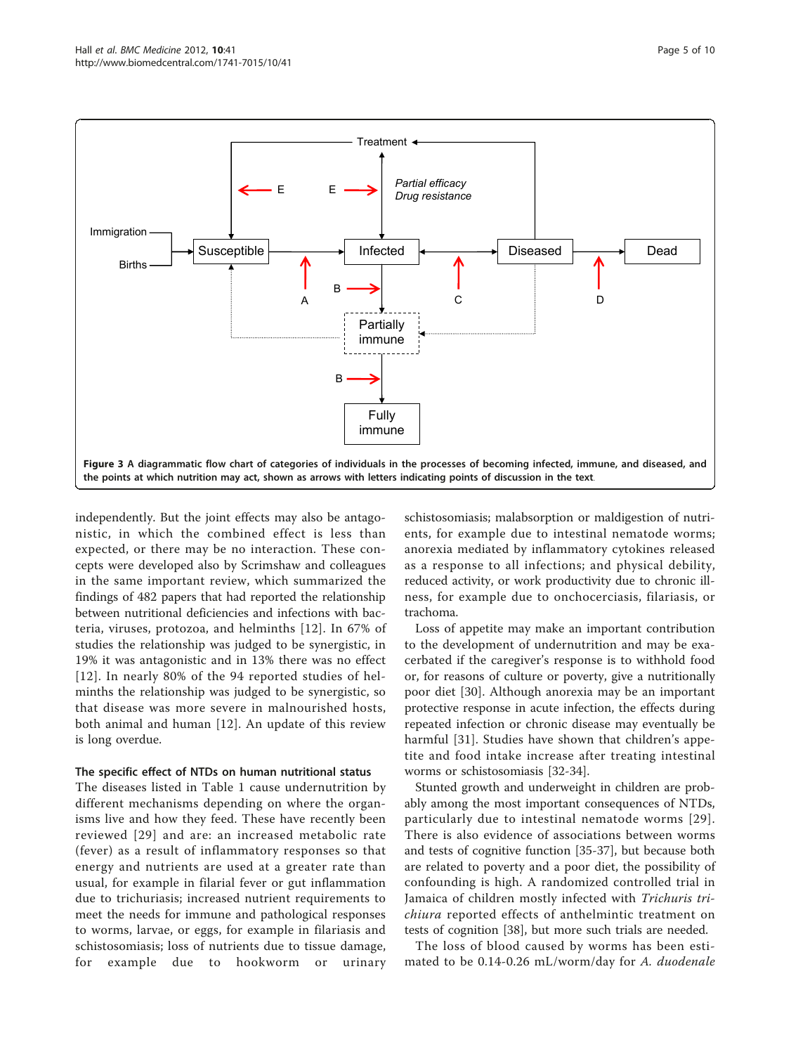Figure 3 A diagrammatic flow chart of categories of individuals in the processes of becoming infected, immune, and diseased, and the points at which nutrition may act, shown as arrows with letters indicating points of discussion in the text.

independently. But the joint effects may also be antagonistic, in which the combined effect is less than expected, or there may be no interaction. These concepts were developed also by Scrimshaw and colleagues in the same important review, which summarized the findings of 482 papers that had reported the relationship between nutritional deficiencies and infections with bacteria, viruses, protozoa, and helminths [12]. In 67% of studies the relationship was judged to be synergistic, in 19% it was antagonistic and in 13% there was no effect [12]. In nearly 80% of the 94 reported studies of helminths the relationship was judged to be synergistic, so that disease was more severe in malnourished hosts, both animal and human [12]. An update of this review is long overdue.

### The specific effect of NTDs on human nutritional status

The diseases listed in Table 1 cause undernutrition by different mechanisms depending on where the organisms live and how they feed. These have recently been reviewed [29] and are: an increased metabolic rate (fever) as a result of inflammatory responses so that energy and nutrients are used at a greater rate than usual, for example in filarial fever or gut inflammation due to trichuriasis; increased nutrient requirements to meet the needs for immune and pathological responses to worms, larvae, or eggs, for example in filariasis and schistosomiasis; loss of nutrients due to tissue damage, for example due to hookworm or urinary schistosomiasis; malabsorption or maldigestion of nutrients, for example due to intestinal nematode worms; anorexia mediated by inflammatory cytokines released as a response to all infections; and physical debility, reduced activity, or work productivity due to chronic illness, for example due to onchocerciasis, filariasis, or trachoma.

Loss of appetite may make an important contribution to the development of undernutrition and may be exacerbated if the caregiver's response is to withhold food or, for reasons of culture or poverty, give a nutritionally poor diet [30]. Although anorexia may be an important protective response in acute infection, the effects during repeated infection or chronic disease may eventually be harmful [31]. Studies have shown that children's appetite and food intake increase after treating intestinal worms or schistosomiasis [32-34].

Stunted growth and underweight in children are probably among the most important consequences of NTDs, particularly due to intestinal nematode worms [29]. There is also evidence of associations between worms and tests of cognitive function [35-37], but because both are related to poverty and a poor diet, the possibility of confounding is high. A randomized controlled trial in Jamaica of children mostly infected with *Trichuris trichiura* reported effects of anthelmintic treatment on tests of cognition [38], but more such trials are needed.

The loss of blood caused by worms has been estimated to be 0.14-0.26 mL/worm/day for *A. duodenale*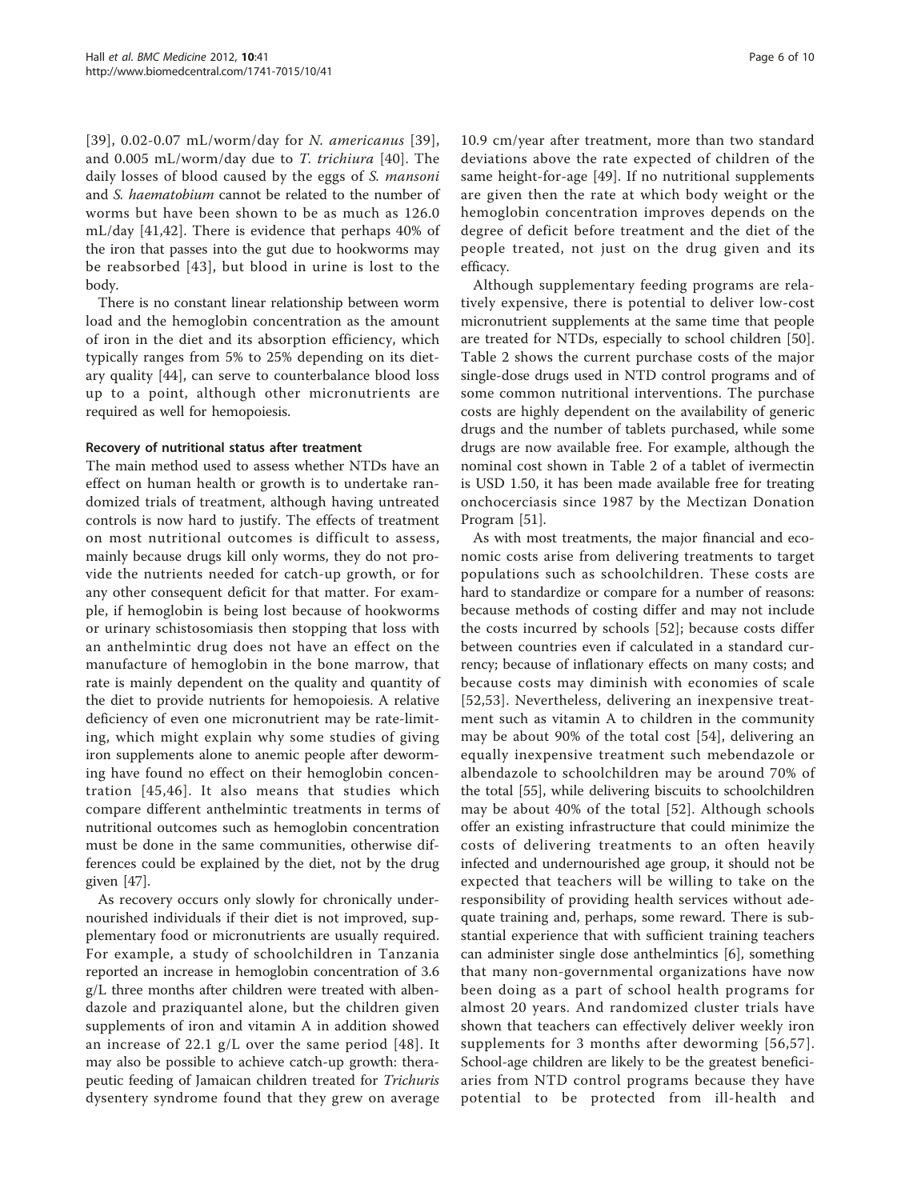[39], 0.02-0.07 mL/worm/day for *N. americanus* [39], and 0.005 mL/worm/day due to *T. trichiura* [40]. The daily losses of blood caused by the eggs of *S. mansoni* and *S. haematobium* cannot be related to the number of worms but have been shown to be as much as 126.0 mL/day [41,42]. There is evidence that perhaps 40% of the iron that passes into the gut due to hookworms may be reabsorbed [43], but blood in urine is lost to the body.

There is no constant linear relationship between worm load and the hemoglobin concentration as the amount of iron in the diet and its absorption efficiency, which typically ranges from 5% to 25% depending on its dietary quality [44], can serve to counterbalance blood loss up to a point, although other micronutrients are required as well for hemopoiesis.

### Recovery of nutritional status after treatment

The main method used to assess whether NTDs have an effect on human health or growth is to undertake randomized trials of treatment, although having untreated controls is now hard to justify. The effects of treatment on most nutritional outcomes is difficult to assess, mainly because drugs kill only worms, they do not provide the nutrients needed for catch-up growth, or for any other consequent deficit for that matter. For example, if hemoglobin is being lost because of hookworms or urinary schistosomiasis then stopping that loss with an anthelmintic drug does not have an effect on the manufacture of hemoglobin in the bone marrow, that rate is mainly dependent on the quality and quantity of the diet to provide nutrients for hemopoiesis. A relative deficiency of even one micronutrient may be rate-limiting, which might explain why some studies of giving iron supplements alone to anemic people after deworming have found no effect on their hemoglobin concentration [45,46]. It also means that studies which compare different anthelmintic treatments in terms of nutritional outcomes such as hemoglobin concentration must be done in the same communities, otherwise differences could be explained by the diet, not by the drug given [47].

As recovery occurs only slowly for chronically undernourished individuals if their diet is not improved, supplementary food or micronutrients are usually required. For example, a study of schoolchildren in Tanzania reported an increase in hemoglobin concentration of 3.6 g/L three months after children were treated with albendazole and praziquantel alone, but the children given supplements of iron and vitamin A in addition showed an increase of 22.1 g/L over the same period [48]. It may also be possible to achieve catch-up growth: therapeutic feeding of Jamaican children treated for *Trichuris* dysentery syndrome found that they grew on average 10.9 cm/year after treatment, more than two standard deviations above the rate expected of children of the same height-for-age [49]. If no nutritional supplements are given then the rate at which body weight or the hemoglobin concentration improves depends on the degree of deficit before treatment and the diet of the people treated, not just on the drug given and its efficacy.

Although supplementary feeding programs are relatively expensive, there is potential to deliver low-cost micronutrient supplements at the same time that people are treated for NTDs, especially to school children [50]. Table 2 shows the current purchase costs of the major single-dose drugs used in NTD control programs and of some common nutritional interventions. The purchase costs are highly dependent on the availability of generic drugs and the number of tablets purchased, while some drugs are now available free. For example, although the nominal cost shown in Table 2 of a tablet of ivermectin is USD 1.50, it has been made available free for treating onchocerciasis since 1987 by the Mectizan Donation Program [51].

As with most treatments, the major financial and economic costs arise from delivering treatments to target populations such as schoolchildren. These costs are hard to standardize or compare for a number of reasons: because methods of costing differ and may not include the costs incurred by schools [52]; because costs differ between countries even if calculated in a standard currency; because of inflationary effects on many costs; and because costs may diminish with economies of scale [52,53]. Nevertheless, delivering an inexpensive treatment such as vitamin A to children in the community may be about 90% of the total cost [54], delivering an equally inexpensive treatment such mebendazole or albendazole to schoolchildren may be around 70% of the total [55], while delivering biscuits to schoolchildren may be about 40% of the total [52]. Although schools offer an existing infrastructure that could minimize the costs of delivering treatments to an often heavily infected and undernourished age group, it should not be expected that teachers will be willing to take on the responsibility of providing health services without adequate training and, perhaps, some reward. There is substantial experience that with sufficient training teachers can administer single dose anthelmintics [6], something that many non-governmental organizations have now been doing as a part of school health programs for almost 20 years. And randomized cluster trials have shown that teachers can effectively deliver weekly iron supplements for 3 months after deworming [56,57]. School-age children are likely to be the greatest beneficiaries from NTD control programs because they have potential to be protected from ill-health and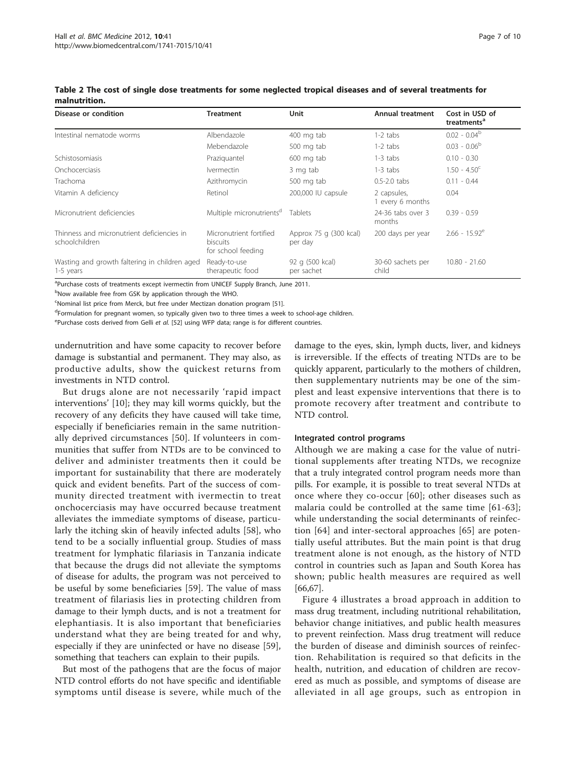**Table 2 The cost of single dose treatments for some neglected tropical diseases and of several treatments for malnutrition.**

| Disease or condition | Treatment | Unit | Annual treatment | Cost in USD of treatments[a] |
| --- | --- | --- | --- | --- |
| Intestinal nematode worms | Albendazole | 400 mg tab | 1-2 tabs | 0.02 - 0.04[b] |
| | Mebendazole | 500 mg tab | 1-2 tabs | 0.03 - 0.06[b] |
| Schistosomiasis | Praziquantel | 600 mg tab | 1-3 tabs | 0.10 - 0.30 |
| Onchocerciasis | Ivermectin | 3 mg tab | 1-3 tabs | 1.50 - 4.50[c] |
| Trachoma | Azithromycin | 500 mg tab | 0.5-2.0 tabs | 0.11 - 0.44 |
| Vitamin A deficiency | Retinol | 200,000 IU capsule | 2 capsules, 1 every 6 months | 0.04 |
| Micronutrient deficiencies | Multiple micronutrients[d] | Tablets | 24-36 tabs over 3 months | 0.39 - 0.59 |
| Thinness and micronutrient deficiencies in schoolchildren | Micronutrient fortified biscuits for school feeding | Approx 75 g (300 kcal) per day | 200 days per year | 2.66 - 15.92[e] |
| Wasting and growth faltering in children aged 1-5 years | Ready-to-use therapeutic food | 92 g (500 kcal) per sachet | 30-60 sachets per child | 10.80 - 21.60 |

[a]Purchase costs of treatments except ivermectin from UNICEF Supply Branch, June 2011.

[b]Now available free from GSK by application through the WHO.

[c]Nominal list price from Merck, but free under Mectizan donation program [51].

[d]Formulation for pregnant women, so typically given two to three times a week to school-age children.

[e]Purchase costs derived from Gelli *et al.* [52] using WFP data; range is for different countries.

undernutrition and have some capacity to recover before damage is substantial and permanent. They may also, as productive adults, show the quickest returns from investments in NTD control.

But drugs alone are not necessarily 'rapid impact interventions' [10]; they may kill worms quickly, but the recovery of any deficits they have caused will take time, especially if beneficiaries remain in the same nutritionally deprived circumstances [50]. If volunteers in communities that suffer from NTDs are to be convinced to deliver and administer treatments then it could be important for sustainability that there are moderately quick and evident benefits. Part of the success of community directed treatment with ivermectin to treat onchocerciasis may have occurred because treatment alleviates the immediate symptoms of disease, particularly the itching skin of heavily infected adults [58], who tend to be a socially influential group. Studies of mass treatment for lymphatic filariasis in Tanzania indicate that because the drugs did not alleviate the symptoms of disease for adults, the program was not perceived to be useful by some beneficiaries [59]. The value of mass treatment of filariasis lies in protecting children from damage to their lymph ducts, and is not a treatment for elephantiasis. It is also important that beneficiaries understand what they are being treated for and why, especially if they are uninfected or have no disease [59], something that teachers can explain to their pupils.

But most of the pathogens that are the focus of major NTD control efforts do not have specific and identifiable symptoms until disease is severe, while much of the damage to the eyes, skin, lymph ducts, liver, and kidneys is irreversible. If the effects of treating NTDs are to be quickly apparent, particularly to the mothers of children, then supplementary nutrients may be one of the simplest and least expensive interventions that there is to promote recovery after treatment and contribute to NTD control.

#### Integrated control programs

Although we are making a case for the value of nutritional supplements after treating NTDs, we recognize that a truly integrated control program needs more than pills. For example, it is possible to treat several NTDs at once where they co-occur [60]; other diseases such as malaria could be controlled at the same time [61-63]; while understanding the social determinants of reinfection [64] and inter-sectoral approaches [65] are potentially useful attributes. But the main point is that drug treatment alone is not enough, as the history of NTD control in countries such as Japan and South Korea has shown; public health measures are required as well [66,67].

Figure 4 illustrates a broad approach in addition to mass drug treatment, including nutritional rehabilitation, behavior change initiatives, and public health measures to prevent reinfection. Mass drug treatment will reduce the burden of disease and diminish sources of reinfection. Rehabilitation is required so that deficits in the health, nutrition, and education of children are recovered as much as possible, and symptoms of disease are alleviated in all age groups, such as entropion in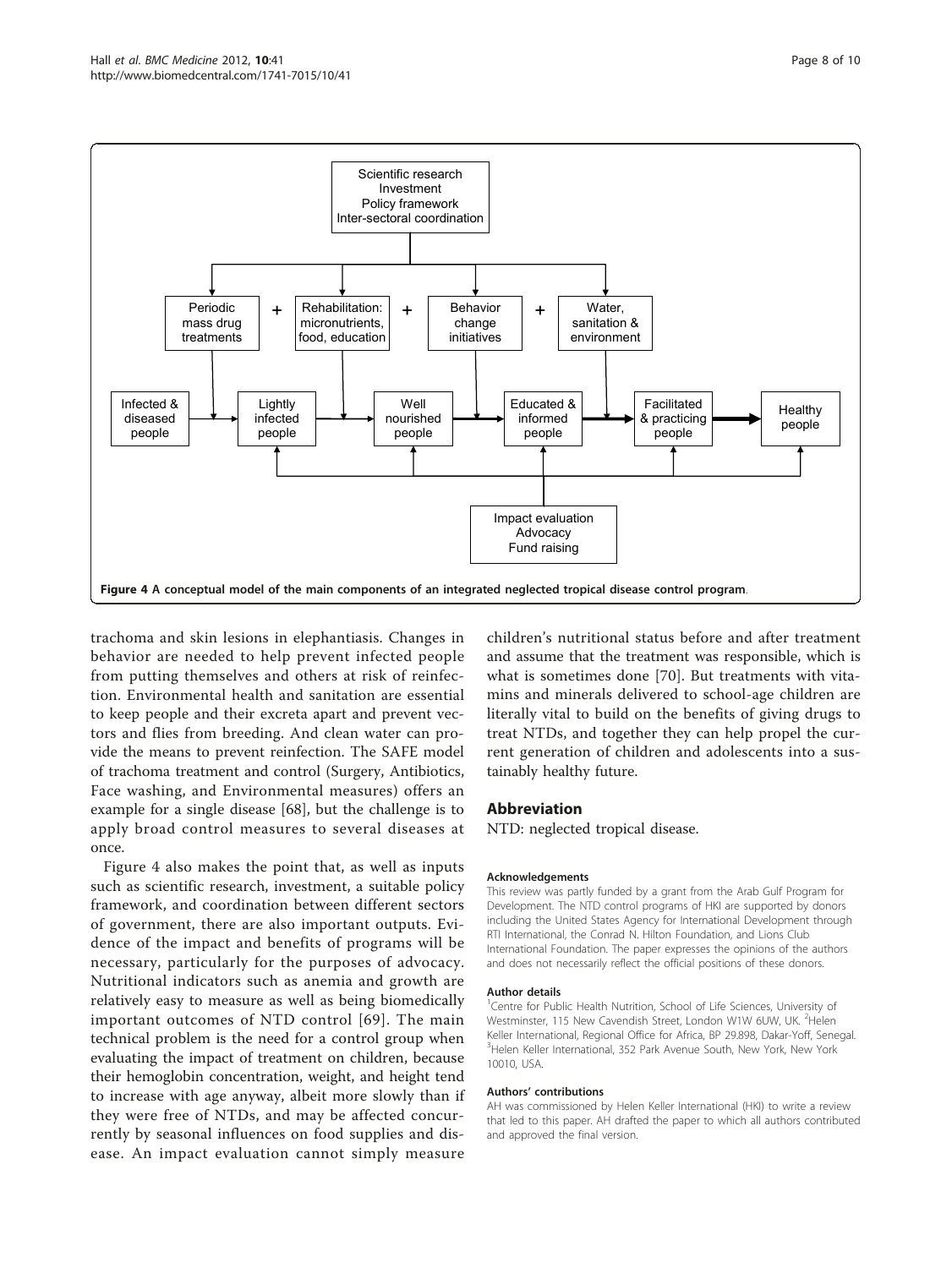Figure 4 A conceptual model of the main components of an integrated neglected tropical disease control program.

trachoma and skin lesions in elephantiasis. Changes in behavior are needed to help prevent infected people from putting themselves and others at risk of reinfection. Environmental health and sanitation are essential to keep people and their excreta apart and prevent vectors and flies from breeding. And clean water can provide the means to prevent reinfection. The SAFE model of trachoma treatment and control (Surgery, Antibiotics, Face washing, and Environmental measures) offers an example for a single disease [68], but the challenge is to apply broad control measures to several diseases at once.

Figure 4 also makes the point that, as well as inputs such as scientific research, investment, a suitable policy framework, and coordination between different sectors of government, there are also important outputs. Evidence of the impact and benefits of programs will be necessary, particularly for the purposes of advocacy. Nutritional indicators such as anemia and growth are relatively easy to measure as well as being biomedically important outcomes of NTD control [69]. The main technical problem is the need for a control group when evaluating the impact of treatment on children, because their hemoglobin concentration, weight, and height tend to increase with age anyway, albeit more slowly than if they were free of NTDs, and may be affected concurrently by seasonal influences on food supplies and disease. An impact evaluation cannot simply measure children's nutritional status before and after treatment and assume that the treatment was responsible, which is what is sometimes done [70]. But treatments with vitamins and minerals delivered to school-age children are literally vital to build on the benefits of giving drugs to treat NTDs, and together they can help propel the current generation of children and adolescents into a sustainably healthy future.

## Abbreviation

NTD: neglected tropical disease.

#### Acknowledgements

This review was partly funded by a grant from the Arab Gulf Program for Development. The NTD control programs of HKI are supported by donors including the United States Agency for International Development through RTI International, the Conrad N. Hilton Foundation, and Lions Club International Foundation. The paper expresses the opinions of the authors and does not necessarily reflect the official positions of these donors.

#### Author details

[1]Centre for Public Health Nutrition, School of Life Sciences, University of Westminster, 115 New Cavendish Street, London W1W 6UW, UK. [2]Helen Keller International, Regional Office for Africa, BP 29.898, Dakar-Yoff, Senegal. [3]Helen Keller International, 352 Park Avenue South, New York, New York 10010, USA.

#### Authors' contributions

AH was commissioned by Helen Keller International (HKI) to write a review that led to this paper. AH drafted the paper to which all authors contributed and approved the final version.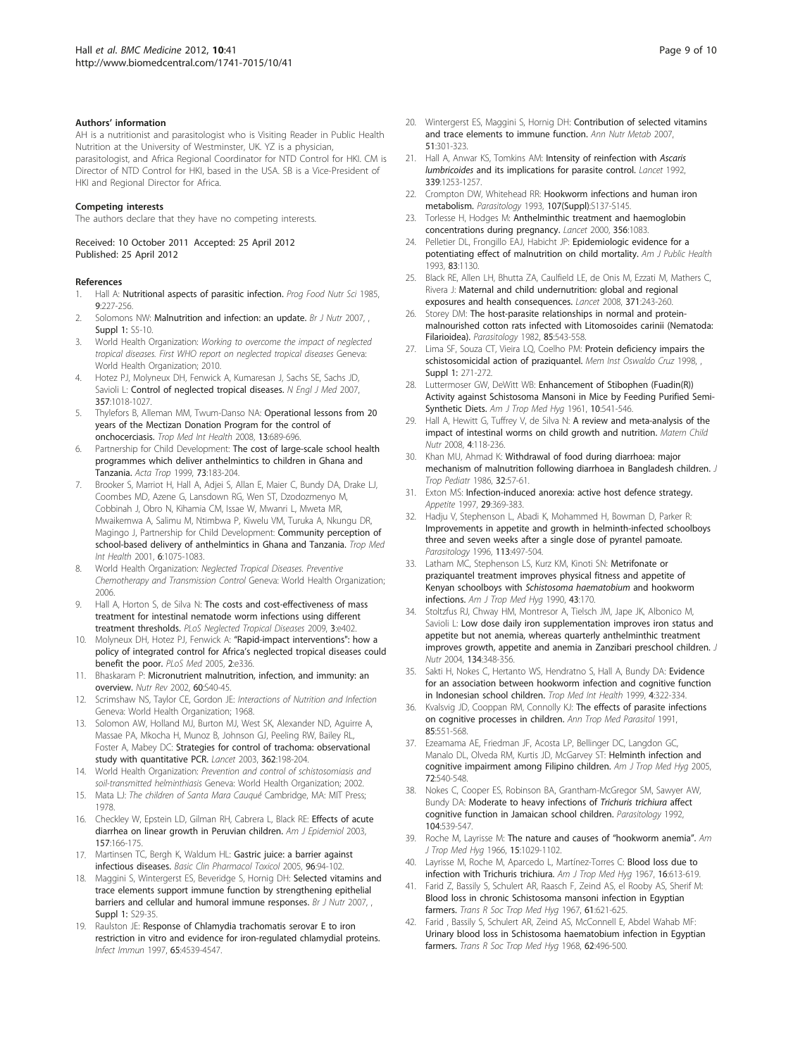#### Authors' information

AH is a nutritionist and parasitologist who is Visiting Reader in Public Health Nutrition at the University of Westminster, UK. YZ is a physician, parasitologist, and Africa Regional Coordinator for NTD Control for HKI. CM is Director of NTD Control for HKI, based in the USA. SB is a Vice-President of HKI and Regional Director for Africa.

#### Competing interests

The authors declare that they have no competing interests.

Received: 10 October 2011 Accepted: 25 April 2012
Published: 25 April 2012

#### References

1. Hall A: **Nutritional aspects of parasitic infection.** *Prog Food Nutr Sci* 1985, **9**:227-256.
2. Solomons NW: **Malnutrition and infection: an update.** *Br J Nutr* 2007, , **Suppl 1:** S5-10.
3. World Health Organization: *Working to overcome the impact of neglected tropical diseases. First WHO report on neglected tropical diseases* Geneva: World Health Organization; 2010.
4. Hotez PJ, Molyneux DH, Fenwick A, Kumaresan J, Sachs SE, Sachs JD, Savioli L: **Control of neglected tropical diseases.** *N Engl J Med* 2007, **357**:1018-1027.
5. Thylefors B, Alleman MM, Twum-Danso NA: **Operational lessons from 20 years of the Mectizan Donation Program for the control of onchocerciasis.** *Trop Med Int Health* 2008, **13**:689-696.
6. Partnership for Child Development: **The cost of large-scale school health programmes which deliver anthelmintics to children in Ghana and Tanzania.** *Acta Trop* 1999, **73**:183-204.
7. Brooker S, Marriot H, Hall A, Adjei S, Allan E, Maier C, Bundy DA, Drake LJ, Coombes MD, Azene G, Lansdown RG, Wen ST, Dzodozmenyo M, Cobbinah J, Obro N, Kihamia CM, Issae W, Mwanri L, Mweta MR, Mwaikemwa A, Salimu M, Ntimbwa P, Kiwelu VM, Turuka A, Nkungu DR, Magingo J, Partnership for Child Development: **Community perception of school-based delivery of anthelmintics in Ghana and Tanzania.** *Trop Med Int Health* 2001, **6**:1075-1083.
8. World Health Organization: *Neglected Tropical Diseases. Preventive Chemotherapy and Transmission Control* Geneva: World Health Organization; 2006.
9. Hall A, Horton S, de Silva N: **The costs and cost-effectiveness of mass treatment for intestinal nematode worm infections using different treatment thresholds.** *PLoS Neglected Tropical Diseases* 2009, **3**:e402.
10. Molyneux DH, Hotez PJ, Fenwick A: **"Rapid-impact interventions": how a policy of integrated control for Africa's neglected tropical diseases could benefit the poor.** *PLoS Med* 2005, **2**:e336.
11. Bhaskaram P: **Micronutrient malnutrition, infection, and immunity: an overview.** *Nutr Rev* 2002, **60**:S40-45.
12. Scrimshaw NS, Taylor CE, Gordon JE: *Interactions of Nutrition and Infection* Geneva: World Health Organization; 1968.
13. Solomon AW, Holland MJ, Burton MJ, West SK, Alexander ND, Aguirre A, Massae PA, Mkocha H, Munoz B, Johnson GJ, Peeling RW, Bailey RL, Foster A, Mabey DC: **Strategies for control of trachoma: observational study with quantitative PCR.** *Lancet* 2003, **362**:198-204.
14. World Health Organization: *Prevention and control of schistosomiasis and soil-transmitted helminthiasis* Geneva: World Health Organization; 2002.
15. Mata LJ: *The children of Santa Mara Cauqué* Cambridge, MA: MIT Press; 1978.
16. Checkley W, Epstein LD, Gilman RH, Cabrera L, Black RE: **Effects of acute diarrhea on linear growth in Peruvian children.** *Am J Epidemiol* 2003, **157**:166-175.
17. Martinsen TC, Bergh K, Waldum HL: **Gastric juice: a barrier against infectious diseases.** *Basic Clin Pharmacol Toxicol* 2005, **96**:94-102.
18. Maggini S, Wintergerst ES, Beveridge S, Hornig DH: **Selected vitamins and trace elements support immune function by strengthening epithelial barriers and cellular and humoral immune responses.** *Br J Nutr* 2007, , **Suppl 1:** S29-35.
19. Raulston JE: **Response of Chlamydia trachomatis serovar E to iron restriction in vitro and evidence for iron-regulated chlamydial proteins.** *Infect Immun* 1997, **65**:4539-4547.
20. Wintergerst ES, Maggini S, Hornig DH: **Contribution of selected vitamins and trace elements to immune function.** *Ann Nutr Metab* 2007, **51**:301-323.
21. Hall A, Anwar KS, Tomkins AM: **Intensity of reinfection with *Ascaris lumbricoides* and its implications for parasite control.** *Lancet* 1992, **339**:1253-1257.
22. Crompton DW, Whitehead RR: **Hookworm infections and human iron metabolism.** *Parasitology* 1993, **107(Suppl)**:S137-S145.
23. Torlesse H, Hodges M: **Anthelminthic treatment and haemoglobin concentrations during pregnancy.** *Lancet* 2000, **356**:1083.
24. Pelletier DL, Frongillo EAJ, Habicht JP: **Epidemiologic evidence for a potentiating effect of malnutrition on child mortality.** *Am J Public Health* 1993, **83**:1130.
25. Black RE, Allen LH, Bhutta ZA, Caulfield LE, de Onis M, Ezzati M, Mathers C, Rivera J: **Maternal and child undernutrition: global and regional exposures and health consequences.** *Lancet* 2008, **371**:243-260.
26. Storey DM: **The host-parasite relationships in normal and protein-malnourished cotton rats infected with Litomosoides carinii (Nematoda: Filarioidea).** *Parasitology* 1982, **85**:543-558.
27. Lima SF, Souza CT, Vieira LQ, Coelho PM: **Protein deficiency impairs the schistosomicidal action of praziquantel.** *Mem Inst Oswaldo Cruz* 1998, , **Suppl 1:** 271-272.
28. Luttermoser GW, DeWitt WB: **Enhancement of Stibophen (Fuadin(R)) Activity against Schistosoma Mansoni in Mice by Feeding Purified Semi-Synthetic Diets.** *Am J Trop Med Hyg* 1961, **10**:541-546.
29. Hall A, Hewitt G, Tuffrey V, de Silva N: **A review and meta-analysis of the impact of intestinal worms on child growth and nutrition.** *Matern Child Nutr* 2008, **4**:118-236.
30. Khan MU, Ahmad K: **Withdrawal of food during diarrhoea: major mechanism of malnutrition following diarrhoea in Bangladesh children.** *J Trop Pediatr* 1986, **32**:57-61.
31. Exton MS: **Infection-induced anorexia: active host defence strategy.** *Appetite* 1997, **29**:369-383.
32. Hadju V, Stephenson L, Abadi K, Mohammed H, Bowman D, Parker R: **Improvements in appetite and growth in helminth-infected schoolboys three and seven weeks after a single dose of pyrantel pamoate.** *Parasitology* 1996, **113**:497-504.
33. Latham MC, Stephenson LS, Kurz KM, Kinoti SN: **Metrifonate or praziquantel treatment improves physical fitness and appetite of Kenyan schoolboys with *Schistosoma haematobium* and hookworm infections.** *Am J Trop Med Hyg* 1990, **43**:170.
34. Stoltzfus RJ, Chway HM, Montresor A, Tielsch JM, Jape JK, Albonico M, Savioli L: **Low dose daily iron supplementation improves iron status and appetite but not anemia, whereas quarterly anthelminthic treatment improves growth, appetite and anemia in Zanzibari preschool children.** *J Nutr* 2004, **134**:348-356.
35. Sakti H, Nokes C, Hertanto WS, Hendratno S, Hall A, Bundy DA: **Evidence for an association between hookworm infection and cognitive function in Indonesian school children.** *Trop Med Int Health* 1999, **4**:322-334.
36. Kvalsvig JD, Cooppan RM, Connolly KJ: **The effects of parasite infections on cognitive processes in children.** *Ann Trop Med Parasitol* 1991, **85**:551-568.
37. Ezeamama AE, Friedman JF, Acosta LP, Bellinger DC, Langdon GC, Manalo DL, Olveda RM, Kurtis JD, McGarvey ST: **Helminth infection and cognitive impairment among Filipino children.** *Am J Trop Med Hyg* 2005, **72**:540-548.
38. Nokes C, Cooper ES, Robinson BA, Grantham-McGregor SM, Sawyer AW, Bundy DA: **Moderate to heavy infections of *Trichuris trichiura* affect cognitive function in Jamaican school children.** *Parasitology* 1992, **104**:539-547.
39. Roche M, Layrisse M: **The nature and causes of "hookworm anemia".** *Am J Trop Med Hyg* 1966, **15**:1029-1102.
40. Layrisse M, Roche M, Aparcedo L, Martínez-Torres C: **Blood loss due to infection with Trichuris trichiura.** *Am J Trop Med Hyg* 1967, **16**:613-619.
41. Farid Z, Bassily S, Schulert AR, Raasch F, Zeind AS, el Rooby AS, Sherif M: **Blood loss in chronic Schistosoma mansoni infection in Egyptian farmers.** *Trans R Soc Trop Med Hyg* 1967, **61**:621-625.
42. Farid , Bassily S, Schulert AR, Zeind AS, McConnell E, Abdel Wahab MF: **Urinary blood loss in Schistosoma haematobium infection in Egyptian farmers.** *Trans R Soc Trop Med Hyg* 1968, **62**:496-500.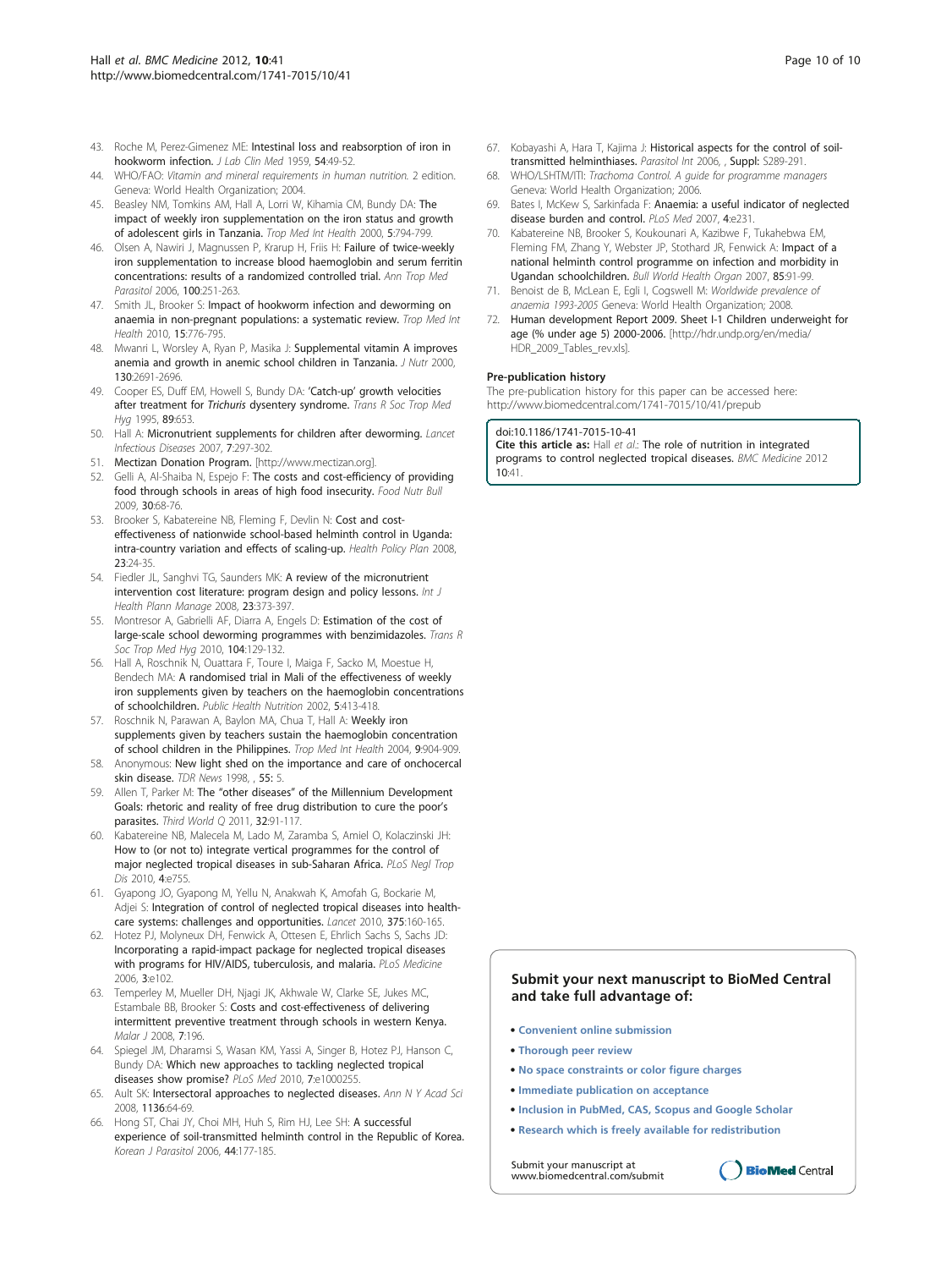43. Roche M, Perez-Gimenez ME: **Intestinal loss and reabsorption of iron in hookworm infection.** *J Lab Clin Med* 1959, **54**:49-52.
44. WHO/FAO: *Vitamin and mineral requirements in human nutrition.* 2 edition. Geneva: World Health Organization; 2004.
45. Beasley NM, Tomkins AM, Hall A, Lorri W, Kihamia CM, Bundy DA: **The impact of weekly iron supplementation on the iron status and growth of adolescent girls in Tanzania.** *Trop Med Int Health* 2000, **5**:794-799.
46. Olsen A, Nawiri J, Magnussen P, Krarup H, Friis H: **Failure of twice-weekly iron supplementation to increase blood haemoglobin and serum ferritin concentrations: results of a randomized controlled trial.** *Ann Trop Med Parasitol* 2006, **100**:251-263.
47. Smith JL, Brooker S: **Impact of hookworm infection and deworming on anaemia in non-pregnant populations: a systematic review.** *Trop Med Int Health* 2010, **15**:776-795.
48. Mwanri L, Worsley A, Ryan P, Masika J: **Supplemental vitamin A improves anemia and growth in anemic school children in Tanzania.** *J Nutr* 2000, **130**:2691-2696.
49. Cooper ES, Duff EM, Howell S, Bundy DA: **'Catch-up' growth velocities after treatment for *Trichuris* dysentery syndrome.** *Trans R Soc Trop Med Hyg* 1995, **89**:653.
50. Hall A: **Micronutrient supplements for children after deworming.** *Lancet Infectious Diseases* 2007, **7**:297-302.
51. **Mectizan Donation Program.** [http://www.mectizan.org].
52. Gelli A, Al-Shaiba N, Espejo F: **The costs and cost-efficiency of providing food through schools in areas of high food insecurity.** *Food Nutr Bull* 2009, **30**:68-76.
53. Brooker S, Kabatereine NB, Fleming F, Devlin N: **Cost and cost-effectiveness of nationwide school-based helminth control in Uganda: intra-country variation and effects of scaling-up.** *Health Policy Plan* 2008, **23**:24-35.
54. Fiedler JL, Sanghvi TG, Saunders MK: **A review of the micronutrient intervention cost literature: program design and policy lessons.** *Int J Health Plann Manage* 2008, **23**:373-397.
55. Montresor A, Gabrielli AF, Diarra A, Engels D: **Estimation of the cost of large-scale school deworming programmes with benzimidazoles.** *Trans R Soc Trop Med Hyg* 2010, **104**:129-132.
56. Hall A, Roschnik N, Ouattara F, Toure I, Maiga F, Sacko M, Moestue H, Bendech MA: **A randomised trial in Mali of the effectiveness of weekly iron supplements given by teachers on the haemoglobin concentrations of schoolchildren.** *Public Health Nutrition* 2002, **5**:413-418.
57. Roschnik N, Parawan A, Baylon MA, Chua T, Hall A: **Weekly iron supplements given by teachers sustain the haemoglobin concentration of school children in the Philippines.** *Trop Med Int Health* 2004, **9**:904-909.
58. Anonymous: **New light shed on the importance and care of onchocercal skin disease.** *TDR News* 1998, , **55**: 5.
59. Allen T, Parker M: **The "other diseases" of the Millennium Development Goals: rhetoric and reality of free drug distribution to cure the poor's parasites.** *Third World Q* 2011, **32**:91-117.
60. Kabatereine NB, Malecela M, Lado M, Zaramba S, Amiel O, Kolaczinski JH: **How to (or not to) integrate vertical programmes for the control of major neglected tropical diseases in sub-Saharan Africa.** *PLoS Negl Trop Dis* 2010, **4**:e755.
61. Gyapong JO, Gyapong M, Yellu N, Anakwah K, Amofah G, Bockarie M, Adjei S: **Integration of control of neglected tropical diseases into health-care systems: challenges and opportunities.** *Lancet* 2010, **375**:160-165.
62. Hotez PJ, Molyneux DH, Fenwick A, Ottesen E, Ehrlich Sachs S, Sachs JD: **Incorporating a rapid-impact package for neglected tropical diseases with programs for HIV/AIDS, tuberculosis, and malaria.** *PLoS Medicine* 2006, **3**:e102.
63. Temperley M, Mueller DH, Njagi JK, Akhwale W, Clarke SE, Jukes MC, Estambale BB, Brooker S: **Costs and cost-effectiveness of delivering intermittent preventive treatment through schools in western Kenya.** *Malar J* 2008, **7**:196.
64. Spiegel JM, Dharamsi S, Wasan KM, Yassi A, Singer B, Hotez PJ, Hanson C, Bundy DA: **Which new approaches to tackling neglected tropical diseases show promise?** *PLoS Med* 2010, **7**:e1000255.
65. Ault SK: **Intersectoral approaches to neglected diseases.** *Ann N Y Acad Sci* 2008, **1136**:64-69.
66. Hong ST, Chai JY, Choi MH, Huh S, Rim HJ, Lee SH: **A successful experience of soil-transmitted helminth control in the Republic of Korea.** *Korean J Parasitol* 2006, **44**:177-185.
67. Kobayashi A, Hara T, Kajima J: **Historical aspects for the control of soil-transmitted helminthiases.** *Parasitol Int* 2006, , **Suppl:** S289-291.
68. WHO/LSHTM/ITI: *Trachoma Control. A guide for programme managers* Geneva: World Health Organization; 2006.
69. Bates I, McKew S, Sarkinfada F: **Anaemia: a useful indicator of neglected disease burden and control.** *PLoS Med* 2007, **4**:e231.
70. Kabatereine NB, Brooker S, Koukounari A, Kazibwe F, Tukahebwa EM, Fleming FM, Zhang Y, Webster JP, Stothard JR, Fenwick A: **Impact of a national helminth control programme on infection and morbidity in Ugandan schoolchildren.** *Bull World Health Organ* 2007, **85**:91-99.
71. Benoist de B, McLean E, Egli I, Cogswell M: *Worldwide prevalence of anaemia 1993-2005* Geneva: World Health Organization; 2008.
72. **Human development Report 2009. Sheet I-1 Children underweight for age (% under age 5) 2000-2006.** [http://hdr.undp.org/en/media/HDR_2009_Tables_rev.xls].

### Pre-publication history

The pre-publication history for this paper can be accessed here: http://www.biomedcentral.com/1741-7015/10/41/prepub

doi:10.1186/1741-7015-10-41

**Cite this article as:** Hall *et al.*: The role of nutrition in integrated programs to control neglected tropical diseases. *BMC Medicine* 2012 **10**:41.

### Submit your next manuscript to BioMed Central and take full advantage of:

- **Convenient online submission**
- **Thorough peer review**
- **No space constraints or color figure charges**
- **Immediate publication on acceptance**
- **Inclusion in PubMed, CAS, Scopus and Google Scholar**
- **Research which is freely available for redistribution**

Submit your manuscript at www.biomedcentral.com/submit

BioMed Central